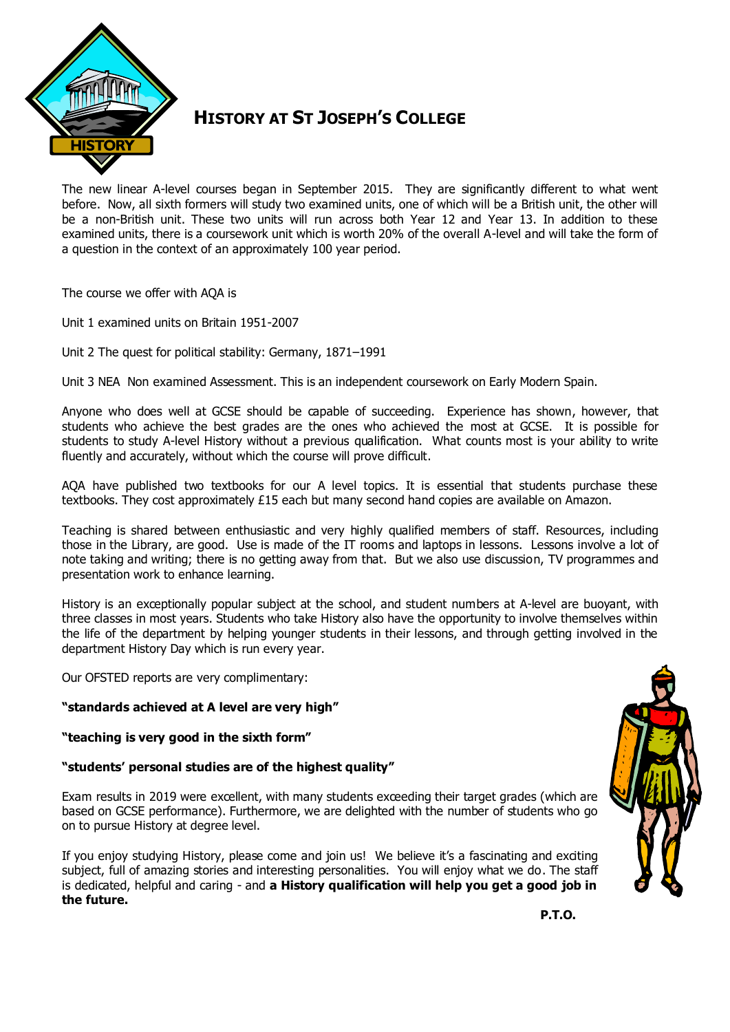# History at St Joseph's College

The new linear A-level courses began in September 2015. They are significantly different to what went before. Now, all sixth formers will study two examined units, one of which will be a British unit, the other will be a non-British unit. These two units will run across both Year 12 and Year 13. In addition to these examined units, there is a coursework unit which is worth 20% of the overall A-level and will take the form of a question in the context of an approximately 100 year period.

The course we offer with AQA is

Unit 1 examined units on Britain 1951-2007

Unit 2 The quest for political stability: Germany, 1871–1991

Unit 3 NEA Non examined Assessment. This is an independent coursework on Early Modern Spain.

Anyone who does well at GCSE should be capable of succeeding. Experience has shown, however, that students who achieve the best grades are the ones who achieved the most at GCSE. It is possible for students to study A-level History without a previous qualification. What counts most is your ability to write fluently and accurately, without which the course will prove difficult.

AQA have published two textbooks for our A level topics. It is essential that students purchase these textbooks. They cost approximately £15 each but many second hand copies are available on Amazon.

Teaching is shared between enthusiastic and very highly qualified members of staff. Resources, including those in the Library, are good. Use is made of the IT rooms and laptops in lessons. Lessons involve a lot of note taking and writing; there is no getting away from that. But we also use discussion, TV programmes and presentation work to enhance learning.

History is an exceptionally popular subject at the school, and student numbers at A-level are buoyant, with three classes in most years. Students who take History also have the opportunity to involve themselves within the life of the department by helping younger students in their lessons, and through getting involved in the department History Day which is run every year.

Our OFSTED reports are very complimentary:

**"standards achieved at A level are very high"**

**"teaching is very good in the sixth form"**

**"students' personal studies are of the highest quality"**

Exam results in 2019 were excellent, with many students exceeding their target grades (which are based on GCSE performance). Furthermore, we are delighted with the number of students who go on to pursue History at degree level.

If you enjoy studying History, please come and join us! We believe it's a fascinating and exciting subject, full of amazing stories and interesting personalities. You will enjoy what we do. The staff is dedicated, helpful and caring - and **a History qualification will help you get a good job in the future.**

**P.T.O.**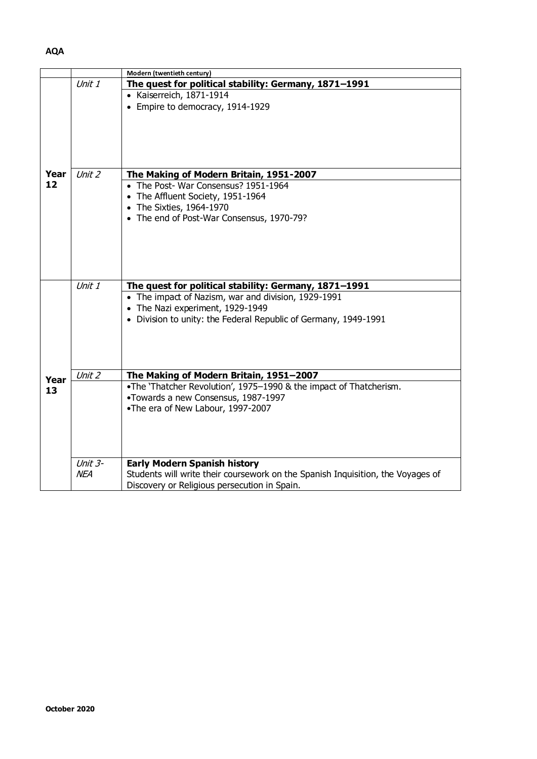**AQA**

| | | Modern (twentieth century) |
|---|---|---|
| **Year 12** | *Unit 1* | **The quest for political stability: Germany, 1871–1991** |
| | | • Kaiserreich, 1871-1914<br>• Empire to democracy, 1914-1929 |
| | *Unit 2* | **The Making of Modern Britain, 1951-2007** |
| | | • The Post- War Consensus? 1951-1964<br>• The Affluent Society, 1951-1964<br>• The Sixties, 1964-1970<br>• The end of Post-War Consensus, 1970-79? |
| **Year 13** | *Unit 1* | **The quest for political stability: Germany, 1871–1991** |
| | | • The impact of Nazism, war and division, 1929-1991<br>• The Nazi experiment, 1929-1949<br>• Division to unity: the Federal Republic of Germany, 1949-1991 |
| | *Unit 2* | **The Making of Modern Britain, 1951–2007** |
| | | •The 'Thatcher Revolution', 1975–1990 & the impact of Thatcherism.<br>•Towards a new Consensus, 1987-1997<br>•The era of New Labour, 1997-2007 |
| | *Unit 3- NEA* | **Early Modern Spanish history**<br>Students will write their coursework on the Spanish Inquisition, the Voyages of Discovery or Religious persecution in Spain. |

**October 2020**